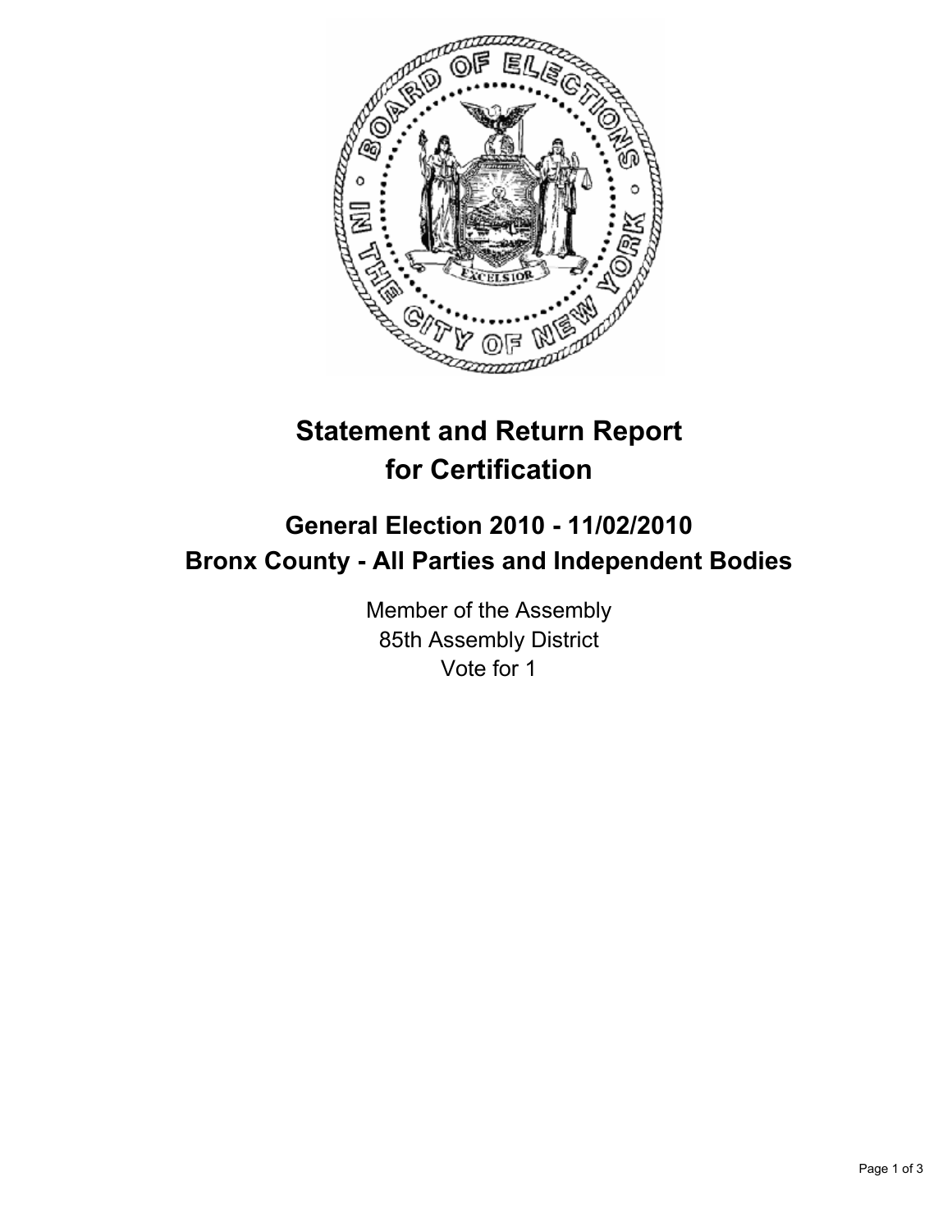# Statement and Return Report for Certification

## General Election 2010 - 11/02/2010
## Bronx County - All Parties and Independent Bodies

Member of the Assembly
85th Assembly District
Vote for 1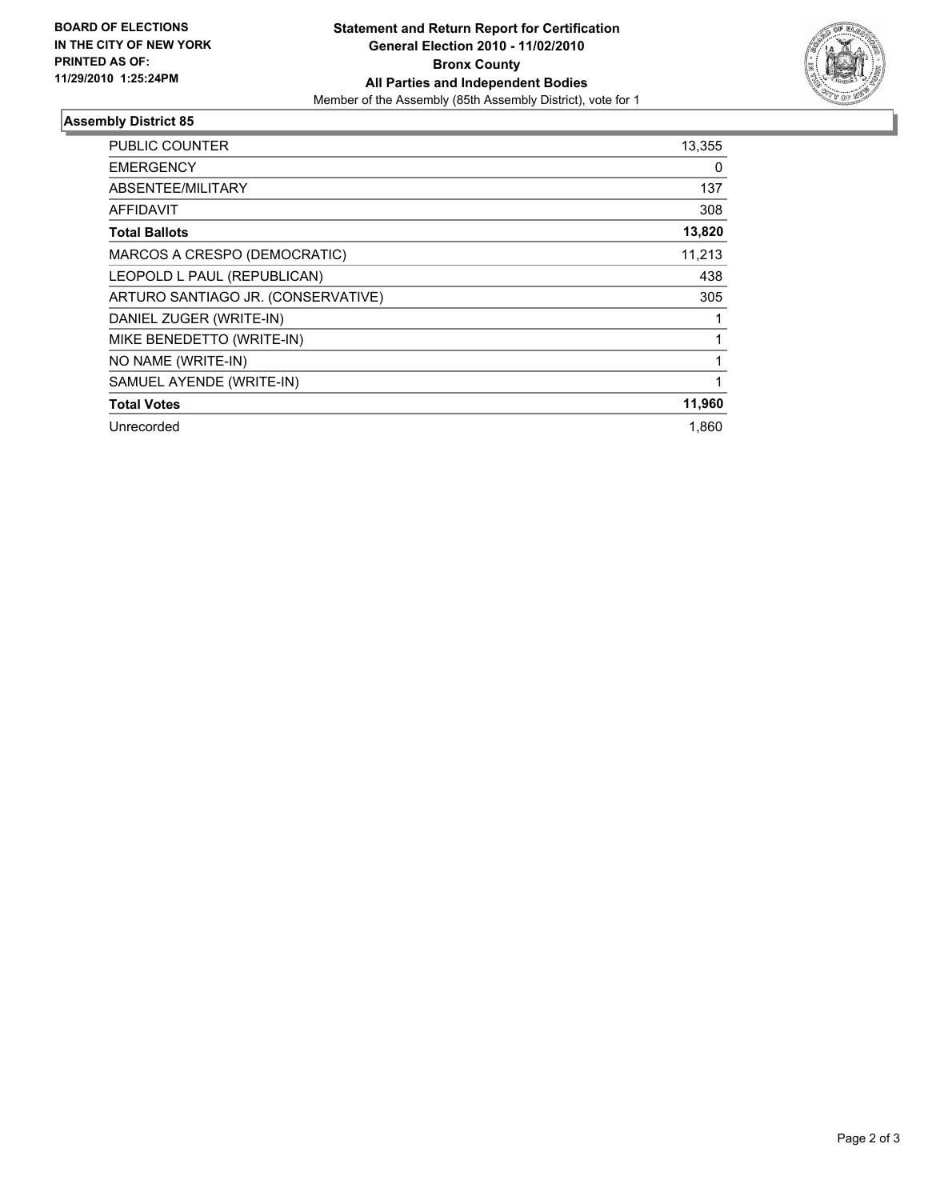**BOARD OF ELECTIONS IN THE CITY OF NEW YORK PRINTED AS OF: 11/29/2010 1:25:24PM**

**Statement and Return Report for Certification**
**General Election 2010 - 11/02/2010**
**Bronx County**
**All Parties and Independent Bodies**
Member of the Assembly (85th Assembly District), vote for 1

## Assembly District 85

| | |
|---|---|
| PUBLIC COUNTER | 13,355 |
| EMERGENCY | 0 |
| ABSENTEE/MILITARY | 137 |
| AFFIDAVIT | 308 |
| **Total Ballots** | **13,820** |
| MARCOS A CRESPO (DEMOCRATIC) | 11,213 |
| LEOPOLD L PAUL (REPUBLICAN) | 438 |
| ARTURO SANTIAGO JR. (CONSERVATIVE) | 305 |
| DANIEL ZUGER (WRITE-IN) | 1 |
| MIKE BENEDETTO (WRITE-IN) | 1 |
| NO NAME (WRITE-IN) | 1 |
| SAMUEL AYENDE (WRITE-IN) | 1 |
| **Total Votes** | **11,960** |
| Unrecorded | 1,860 |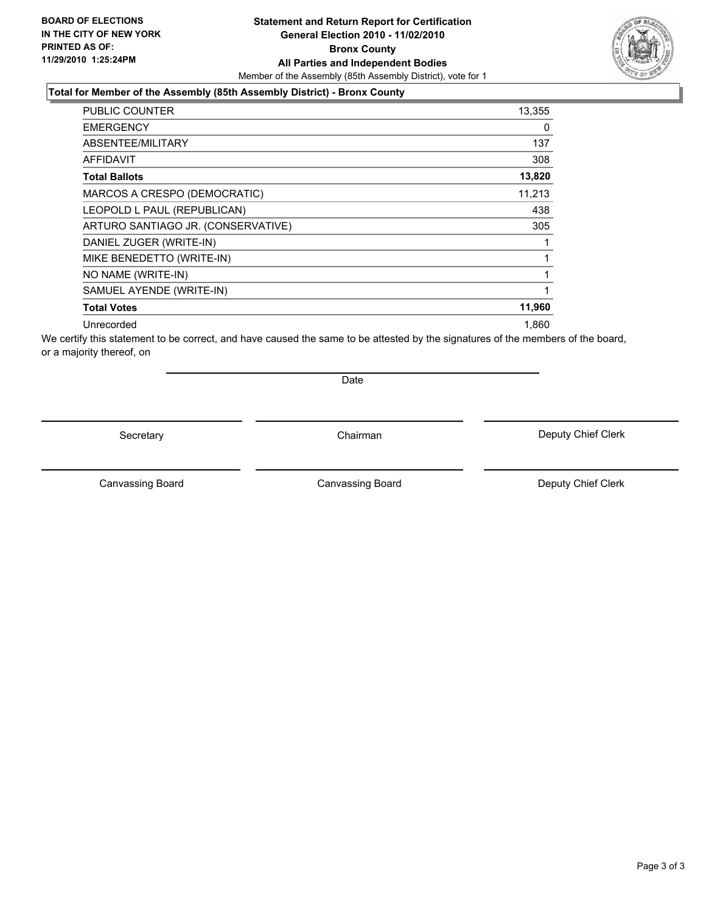**BOARD OF ELECTIONS IN THE CITY OF NEW YORK PRINTED AS OF: 11/29/2010 1:25:24PM**

**Statement and Return Report for Certification**
**General Election 2010 - 11/02/2010**
**Bronx County**
**All Parties and Independent Bodies**
Member of the Assembly (85th Assembly District), vote for 1

**Total for Member of the Assembly (85th Assembly District) - Bronx County**

| | |
|---|---|
| PUBLIC COUNTER | 13,355 |
| EMERGENCY | 0 |
| ABSENTEE/MILITARY | 137 |
| AFFIDAVIT | 308 |
| **Total Ballots** | **13,820** |
| MARCOS A CRESPO (DEMOCRATIC) | 11,213 |
| LEOPOLD L PAUL (REPUBLICAN) | 438 |
| ARTURO SANTIAGO JR. (CONSERVATIVE) | 305 |
| DANIEL ZUGER (WRITE-IN) | 1 |
| MIKE BENEDETTO (WRITE-IN) | 1 |
| NO NAME (WRITE-IN) | 1 |
| SAMUEL AYENDE (WRITE-IN) | 1 |
| **Total Votes** | **11,960** |
| Unrecorded | 1,860 |

We certify this statement to be correct, and have caused the same to be attested by the signatures of the members of the board, or a majority thereof, on

Date

Secretary | Chairman | Deputy Chief Clerk

Canvassing Board | Canvassing Board | Deputy Chief Clerk